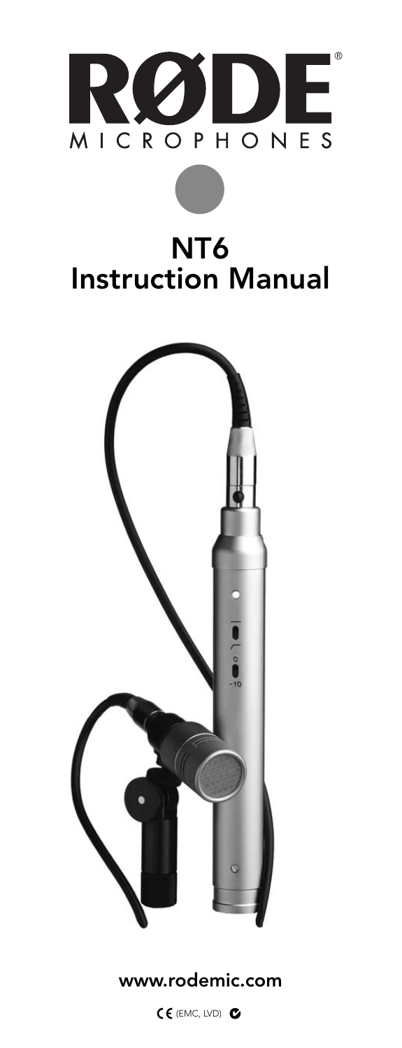# RØDE
MICROPHONES

# NT6
# Instruction Manual

www.rodemic.com

CE (EMC, LVD)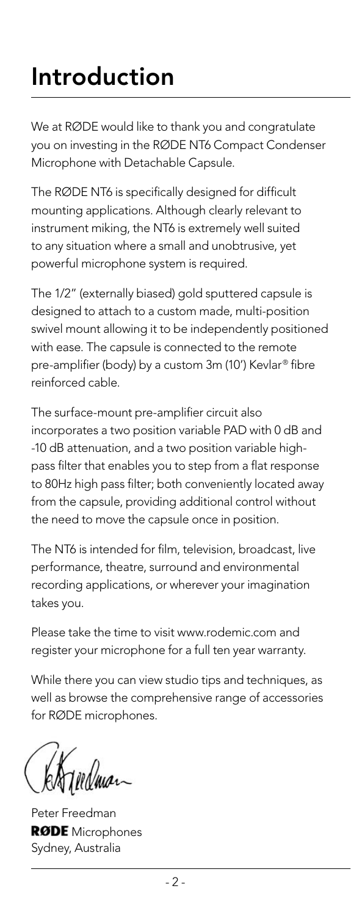# Introduction

We at RØDE would like to thank you and congratulate you on investing in the RØDE NT6 Compact Condenser Microphone with Detachable Capsule.

The RØDE NT6 is specifically designed for difficult mounting applications. Although clearly relevant to instrument miking, the NT6 is extremely well suited to any situation where a small and unobtrusive, yet powerful microphone system is required.

The 1/2" (externally biased) gold sputtered capsule is designed to attach to a custom made, multi-position swivel mount allowing it to be independently positioned with ease. The capsule is connected to the remote pre-amplifier (body) by a custom 3m (10') Kevlar® fibre reinforced cable.

The surface-mount pre-amplifier circuit also incorporates a two position variable PAD with 0 dB and -10 dB attenuation, and a two position variable high-pass filter that enables you to step from a flat response to 80Hz high pass filter; both conveniently located away from the capsule, providing additional control without the need to move the capsule once in position.

The NT6 is intended for film, television, broadcast, live performance, theatre, surround and environmental recording applications, or wherever your imagination takes you.

Please take the time to visit www.rodemic.com and register your microphone for a full ten year warranty.

While there you can view studio tips and techniques, as well as browse the comprehensive range of accessories for RØDE microphones.

Peter Freedman
**RØDE** Microphones
Sydney, Australia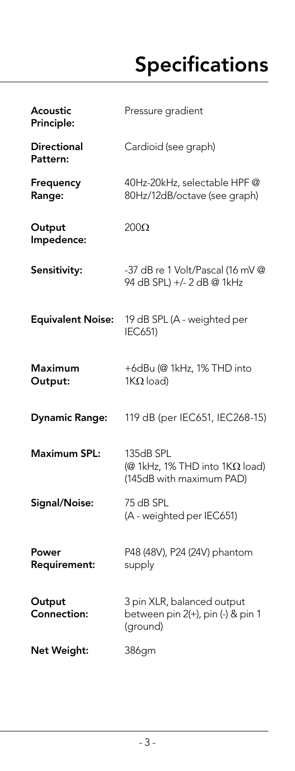# Specifications

| | |
|---|---|
| **Acoustic Principle:** | Pressure gradient |
| **Directional Pattern:** | Cardioid (see graph) |
| **Frequency Range:** | 40Hz-20kHz, selectable HPF @ 80Hz/12dB/octave (see graph) |
| **Output Impedence:** | 200Ω |
| **Sensitivity:** | -37 dB re 1 Volt/Pascal (16 mV @ 94 dB SPL) +/- 2 dB @ 1kHz |
| **Equivalent Noise:** | 19 dB SPL (A - weighted per IEC651) |
| **Maximum Output:** | +6dBu (@ 1kHz, 1% THD into 1KΩ load) |
| **Dynamic Range:** | 119 dB (per IEC651, IEC268-15) |
| **Maximum SPL:** | 135dB SPL (@ 1kHz, 1% THD into 1KΩ load) (145dB with maximum PAD) |
| **Signal/Noise:** | 75 dB SPL (A - weighted per IEC651) |
| **Power Requirement:** | P48 (48V), P24 (24V) phantom supply |
| **Output Connection:** | 3 pin XLR, balanced output between pin 2(+), pin (-) & pin 1 (ground) |
| **Net Weight:** | 386gm |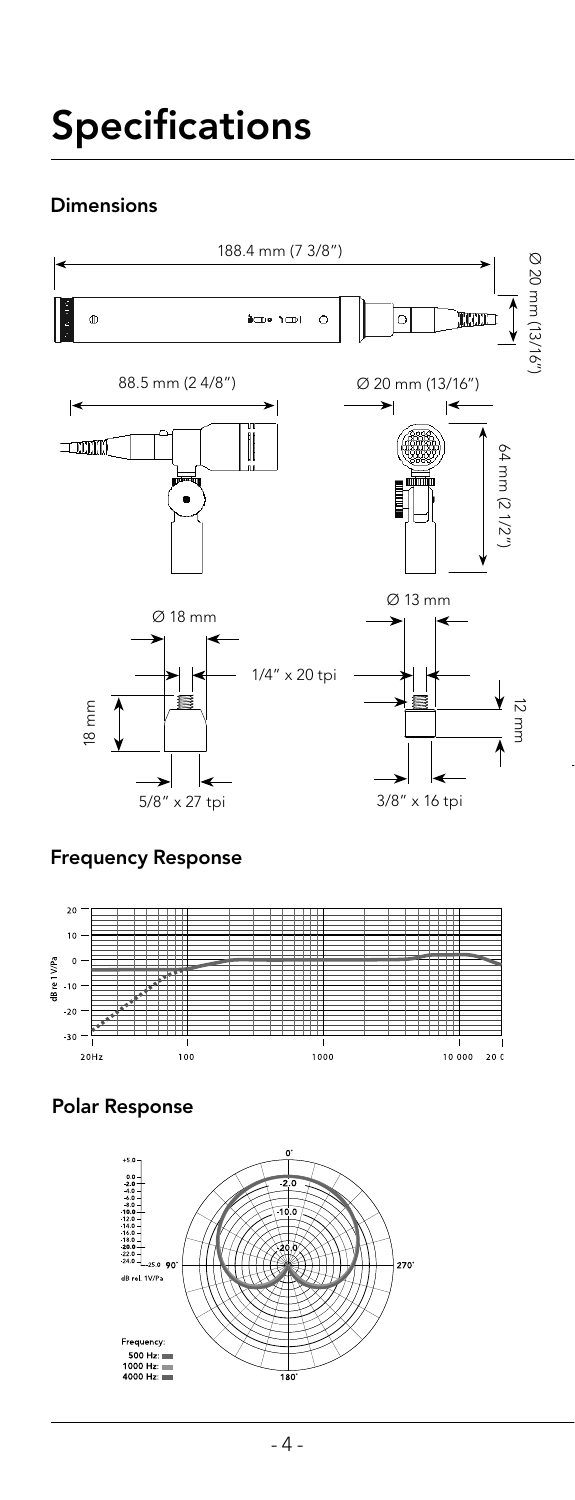# Specifications

## Dimensions

188.4 mm (7 3/8″)

Ø 20 mm (13/16″)

88.5 mm (2 4/8″)

Ø 20 mm (13/16″)

64 mm (2 1/2″)

Ø 18 mm

1/4″ x 20 tpi

18 mm

5/8″ x 27 tpi

Ø 13 mm

12 mm

3/8″ x 16 tpi

## Frequency Response

## Polar Response

Frequency:
500 Hz:
1000 Hz:
4000 Hz: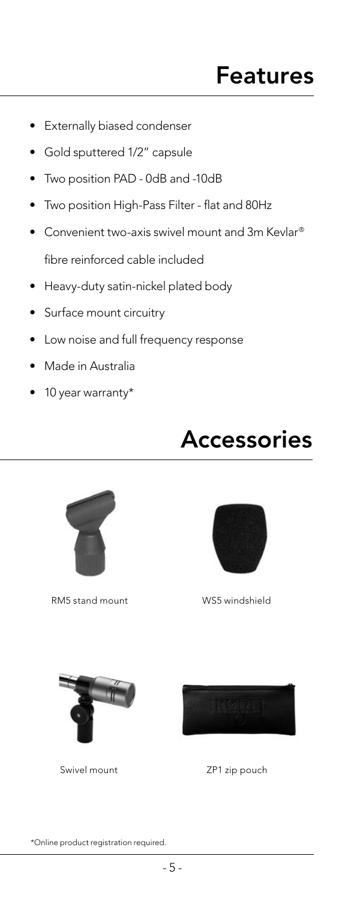# Features

- Externally biased condenser
- Gold sputtered 1/2" capsule
- Two position PAD - 0dB and -10dB
- Two position High-Pass Filter - flat and 80Hz
- Convenient two-axis swivel mount and 3m Kevlar® fibre reinforced cable included
- Heavy-duty satin-nickel plated body
- Surface mount circuitry
- Low noise and full frequency response
- Made in Australia
- 10 year warranty*

# Accessories

RM5 stand mount

WS5 windshield

Swivel mount

ZP1 zip pouch

*Online product registration required.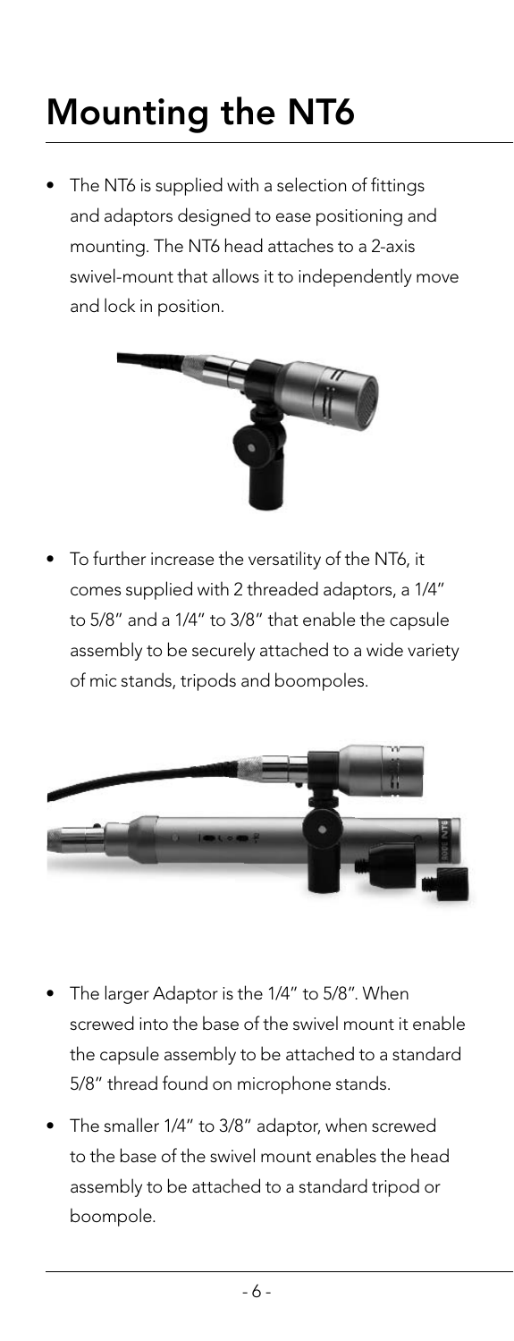# Mounting the NT6

- The NT6 is supplied with a selection of fittings and adaptors designed to ease positioning and mounting. The NT6 head attaches to a 2-axis swivel-mount that allows it to independently move and lock in position.

- To further increase the versatility of the NT6, it comes supplied with 2 threaded adaptors, a 1/4" to 5/8" and a 1/4" to 3/8" that enable the capsule assembly to be securely attached to a wide variety of mic stands, tripods and boompoles.

- The larger Adaptor is the 1/4" to 5/8". When screwed into the base of the swivel mount it enable the capsule assembly to be attached to a standard 5/8" thread found on microphone stands.

- The smaller 1/4" to 3/8" adaptor, when screwed to the base of the swivel mount enables the head assembly to be attached to a standard tripod or boompole.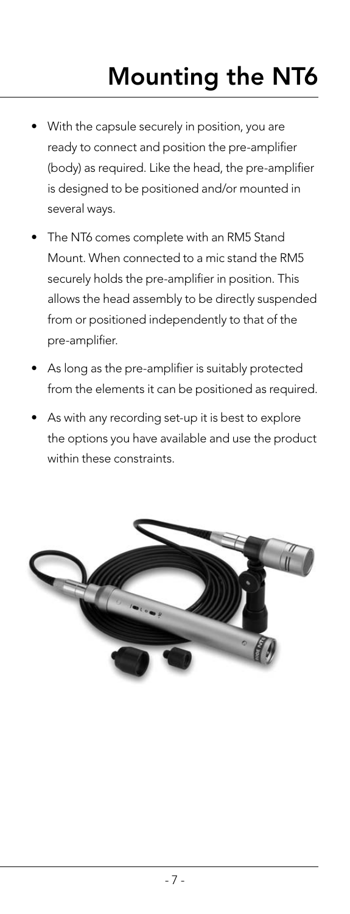# Mounting the NT6

- With the capsule securely in position, you are ready to connect and position the pre-amplifier (body) as required. Like the head, the pre-amplifier is designed to be positioned and/or mounted in several ways.
- The NT6 comes complete with an RM5 Stand Mount. When connected to a mic stand the RM5 securely holds the pre-amplifier in position. This allows the head assembly to be directly suspended from or positioned independently to that of the pre-amplifier.
- As long as the pre-amplifier is suitably protected from the elements it can be positioned as required.
- As with any recording set-up it is best to explore the options you have available and use the product within these constraints.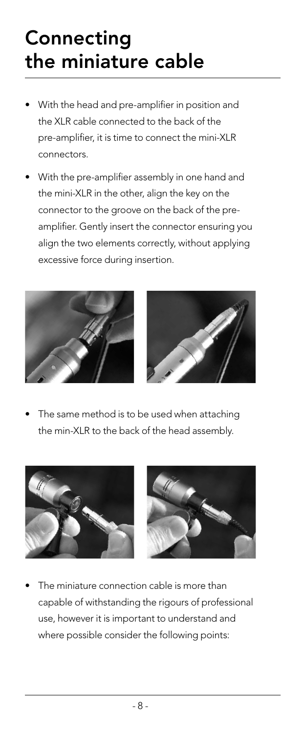# Connecting the miniature cable

- With the head and pre-amplifier in position and the XLR cable connected to the back of the pre-amplifier, it is time to connect the mini-XLR connectors.
- With the pre-amplifier assembly in one hand and the mini-XLR in the other, align the key on the connector to the groove on the back of the pre-amplifier. Gently insert the connector ensuring you align the two elements correctly, without applying excessive force during insertion.
- The same method is to be used when attaching the min-XLR to the back of the head assembly.
- The miniature connection cable is more than capable of withstanding the rigours of professional use, however it is important to understand and where possible consider the following points: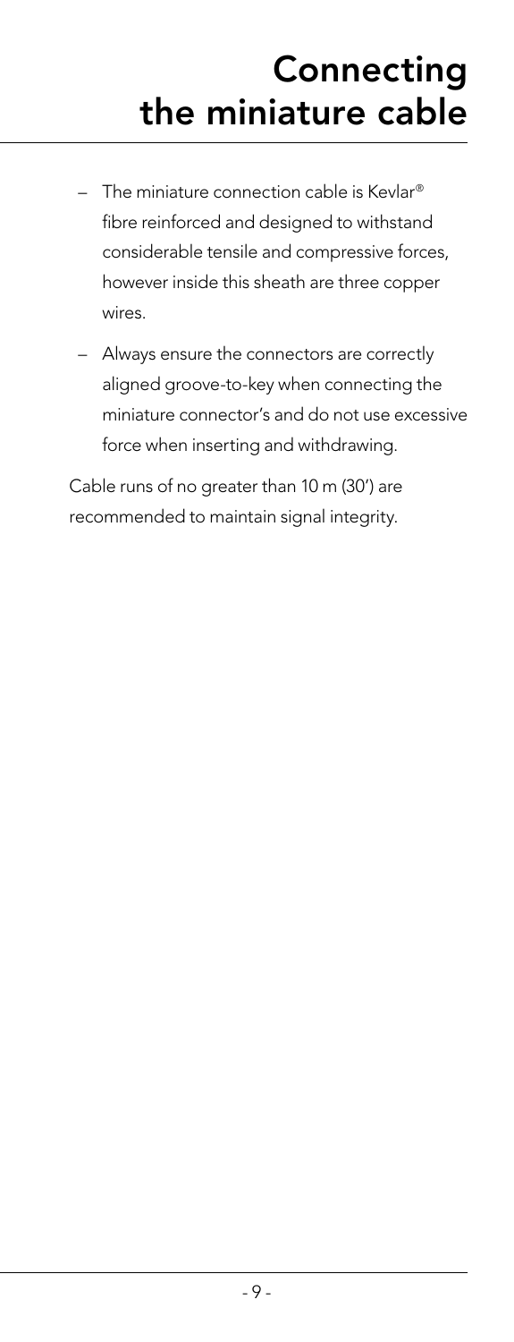# Connecting the miniature cable

- The miniature connection cable is Kevlar® fibre reinforced and designed to withstand considerable tensile and compressive forces, however inside this sheath are three copper wires.
- Always ensure the connectors are correctly aligned groove-to-key when connecting the miniature connector's and do not use excessive force when inserting and withdrawing.

Cable runs of no greater than 10 m (30') are recommended to maintain signal integrity.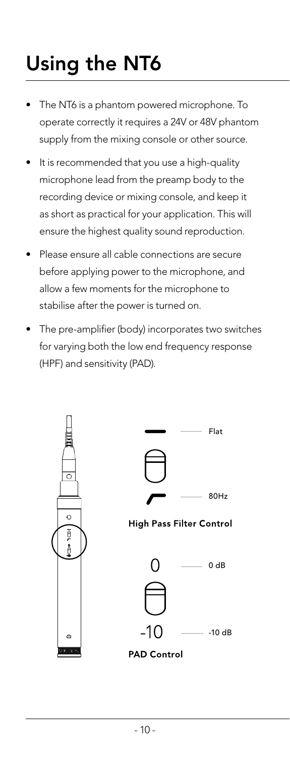# Using the NT6

- The NT6 is a phantom powered microphone. To operate correctly it requires a 24V or 48V phantom supply from the mixing console or other source.
- It is recommended that you use a high-quality microphone lead from the preamp body to the recording device or mixing console, and keep it as short as practical for your application. This will ensure the highest quality sound reproduction.
- Please ensure all cable connections are secure before applying power to the microphone, and allow a few moments for the microphone to stabilise after the power is turned on.
- The pre-amplifier (body) incorporates two switches for varying both the low end frequency response (HPF) and sensitivity (PAD).

Flat

80Hz

**High Pass Filter Control**

0 dB

-10 dB

**PAD Control**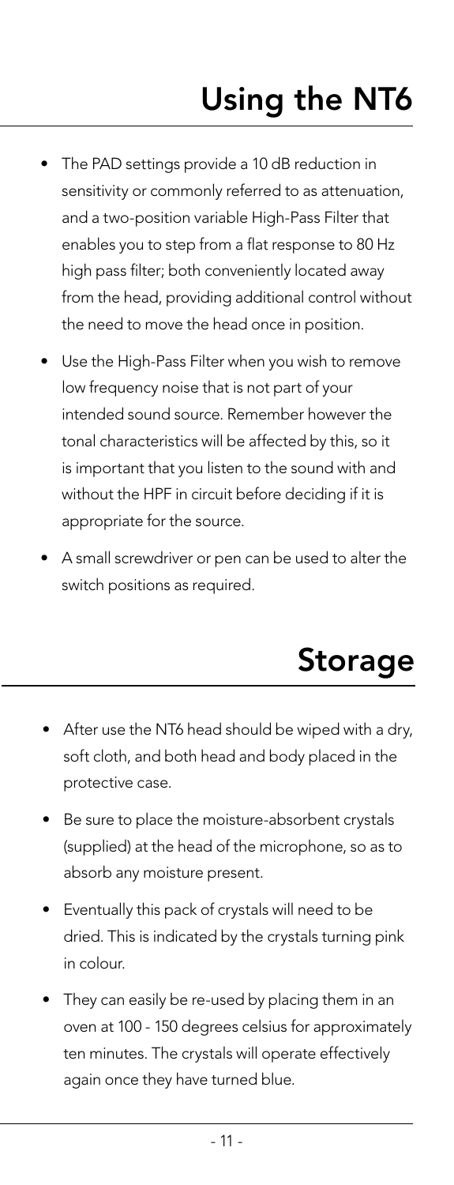# Using the NT6

- The PAD settings provide a 10 dB reduction in sensitivity or commonly referred to as attenuation, and a two-position variable High-Pass Filter that enables you to step from a flat response to 80 Hz high pass filter; both conveniently located away from the head, providing additional control without the need to move the head once in position.
- Use the High-Pass Filter when you wish to remove low frequency noise that is not part of your intended sound source. Remember however the tonal characteristics will be affected by this, so it is important that you listen to the sound with and without the HPF in circuit before deciding if it is appropriate for the source.
- A small screwdriver or pen can be used to alter the switch positions as required.

# Storage

- After use the NT6 head should be wiped with a dry, soft cloth, and both head and body placed in the protective case.
- Be sure to place the moisture-absorbent crystals (supplied) at the head of the microphone, so as to absorb any moisture present.
- Eventually this pack of crystals will need to be dried. This is indicated by the crystals turning pink in colour.
- They can easily be re-used by placing them in an oven at 100 - 150 degrees celsius for approximately ten minutes. The crystals will operate effectively again once they have turned blue.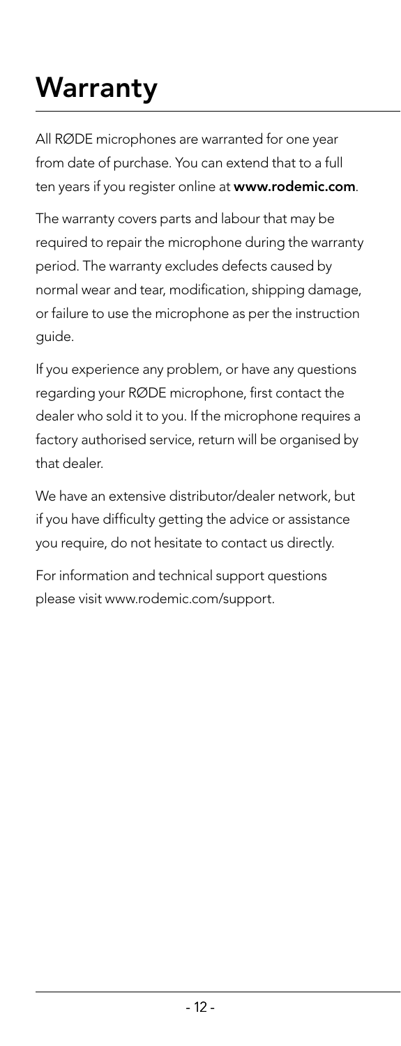# Warranty

All RØDE microphones are warranted for one year from date of purchase. You can extend that to a full ten years if you register online at **www.rodemic.com**.

The warranty covers parts and labour that may be required to repair the microphone during the warranty period. The warranty excludes defects caused by normal wear and tear, modification, shipping damage, or failure to use the microphone as per the instruction guide.

If you experience any problem, or have any questions regarding your RØDE microphone, first contact the dealer who sold it to you. If the microphone requires a factory authorised service, return will be organised by that dealer.

We have an extensive distributor/dealer network, but if you have difficulty getting the advice or assistance you require, do not hesitate to contact us directly.

For information and technical support questions please visit www.rodemic.com/support.